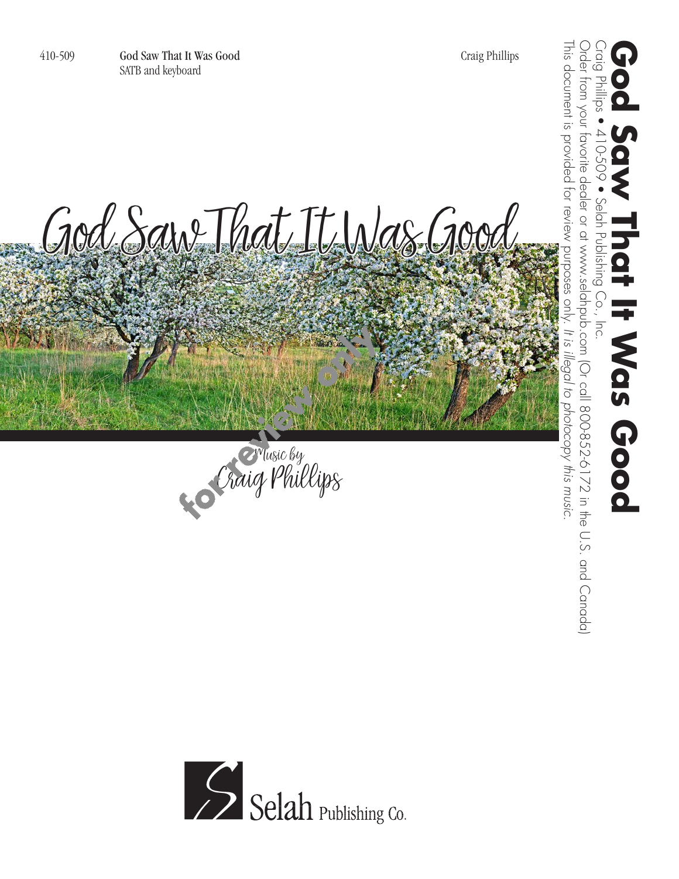410-509 **God Saw That It Was Good** Craig Phillips
SATB and keyboard

# God Saw That It Was Good

Music by
Craig Phillips

for review only

# God Saw That It Was Good

Craig Phillips • 410-509 • Selah Publishing Co., Inc.
Order from your favorite dealer or at www.selahpub.com (Or call 800-852-6172 in the U.S. and Canada)
This document is provided for review purposes only. *It is illegal to photocopy this music.*

Selah Publishing Co.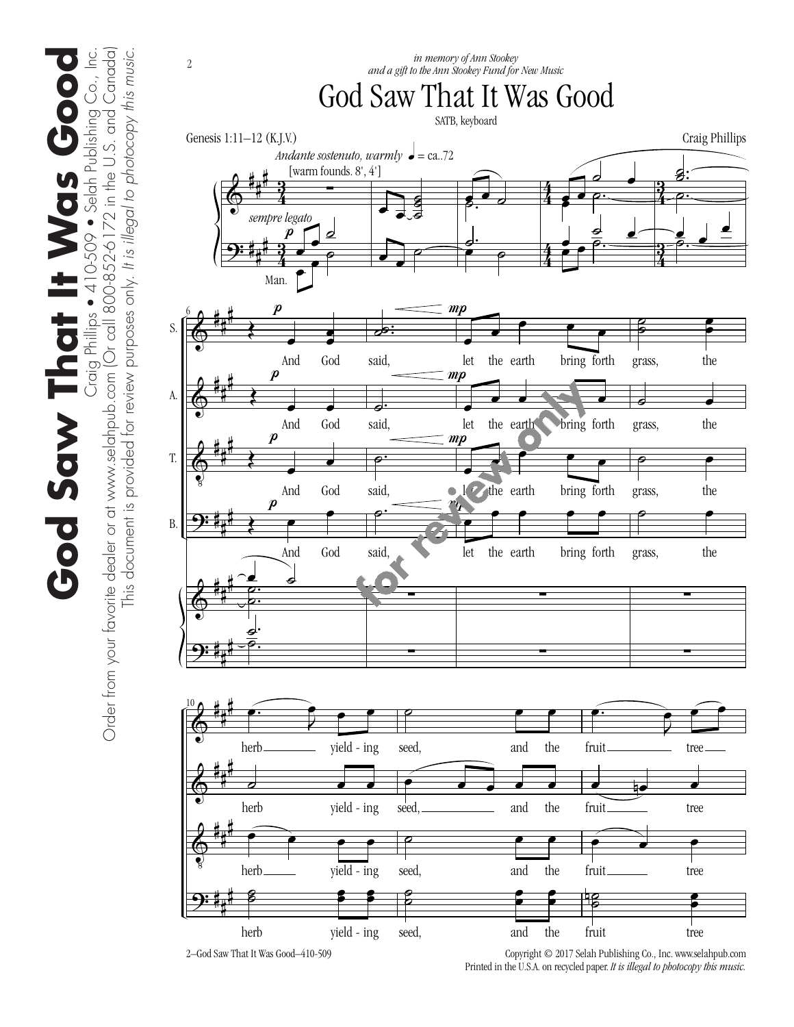*in memory of Ann Stookey*
*and a gift to the Ann Stookey Fund for New Music*

# God Saw That It Was Good

SATB, keyboard

Genesis 1:11–12 (K.J.V.)

Craig Phillips

*Andante sostenuto, warmly* ♩ = ca. 72

[warm founds. 8', 4']

*sempre legato*

Man.

And God said, let the earth bring forth grass, the herb yield - ing seed, and the fruit tree

Copyright © 2017 Selah Publishing Co., Inc. www.selahpub.com
Printed in the U.S.A. on recycled paper. *It is illegal to photocopy this music.*

**God Saw That It Was Good**
Craig Phillips • 410-509 • Selah Publishing Co., Inc.
Order from your favorite dealer or at www.selahpub.com (Or call 800-852-6172 in the U.S. and Canada)
This document is provided for review purposes only. *It is illegal to photocopy this music.*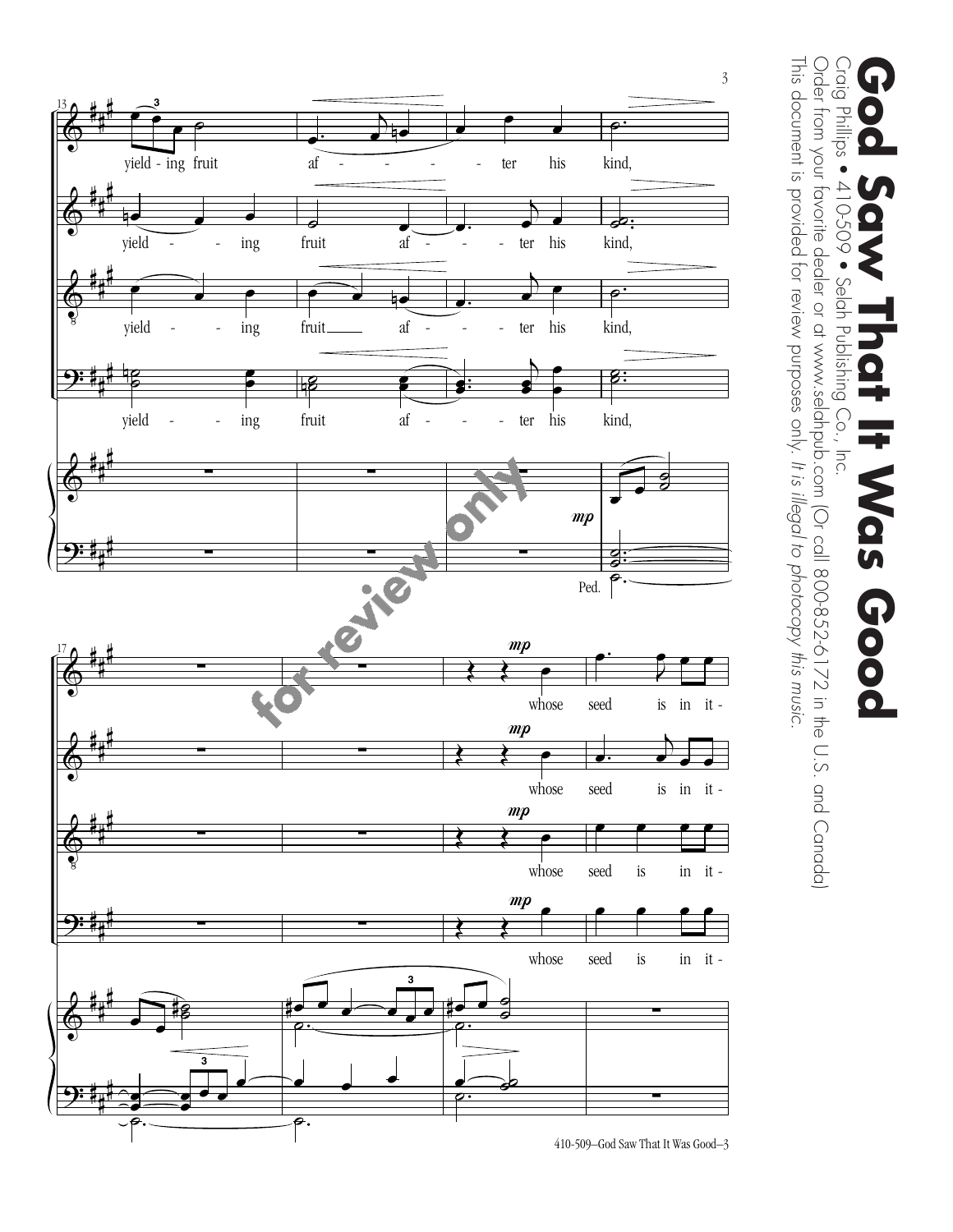# God Saw That It Was Good

Craig Phillips • 410-509 • Selah Publishing Co., Inc.

Order from your favorite dealer or at www.selahpub.com (Or call 800-852-6172 in the U.S. and Canada)

This document is provided for review purposes only. *It is illegal to photocopy this music.*

for review only

yield - ing fruit af - - - - - ter his kind,

yield - - ing fruit af - - - ter his kind,

yield - - ing fruit af - - - ter his kind,

yield - - ing fruit af - - - ter his kind,

*mp*

Ped.

*mp* whose seed is in it -

*mp* whose seed is in it -

*mp* whose seed is in it -

*mp* whose seed is in it -

410-509—God Saw That It Was Good—3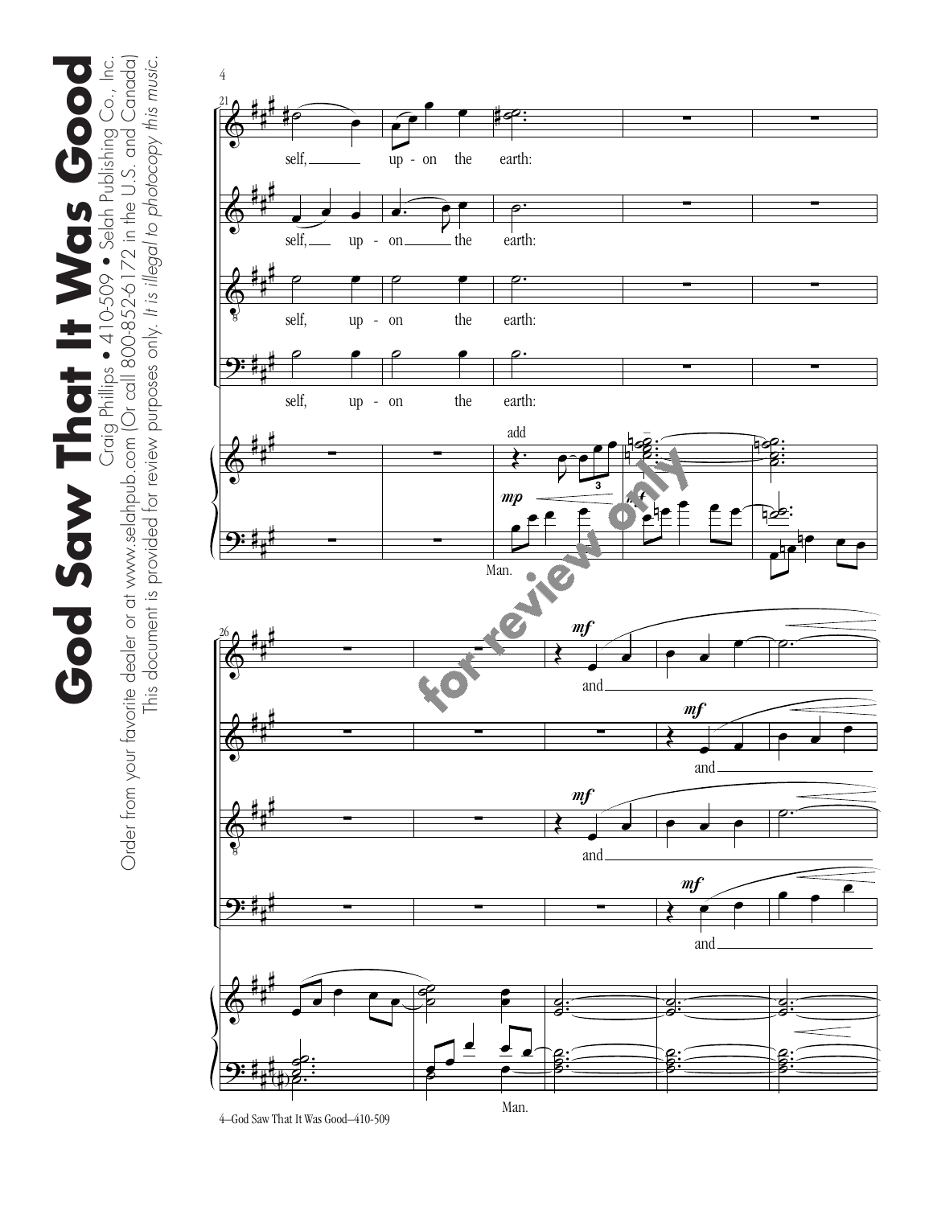self, up - on the earth:

self, up - on the earth:

self, up - on the earth:

self, up - on the earth:

add

*mp*

Man.

*mf*

and

*mf*

and

*mf*

and

*mf*

and

Man.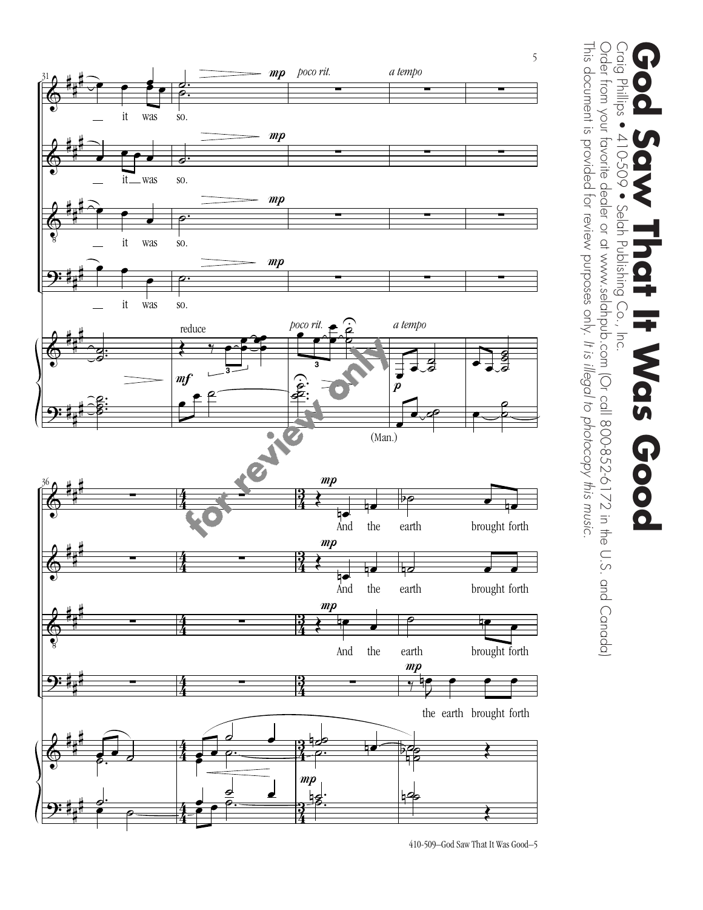# God Saw That It Was Good

Craig Phillips • 410-509 • Selah Publishing Co., Inc.

Order from your favorite dealer or at www.selahpub.com (Or call 800-852-6172 in the U.S. and Canada)

This document is provided for review purposes only. *It is illegal to photocopy this music.*

— it was so.

— it — was so.

— it was so.

— it was so.

And the earth brought forth

And the earth brought forth

And the earth brought forth

the earth brought forth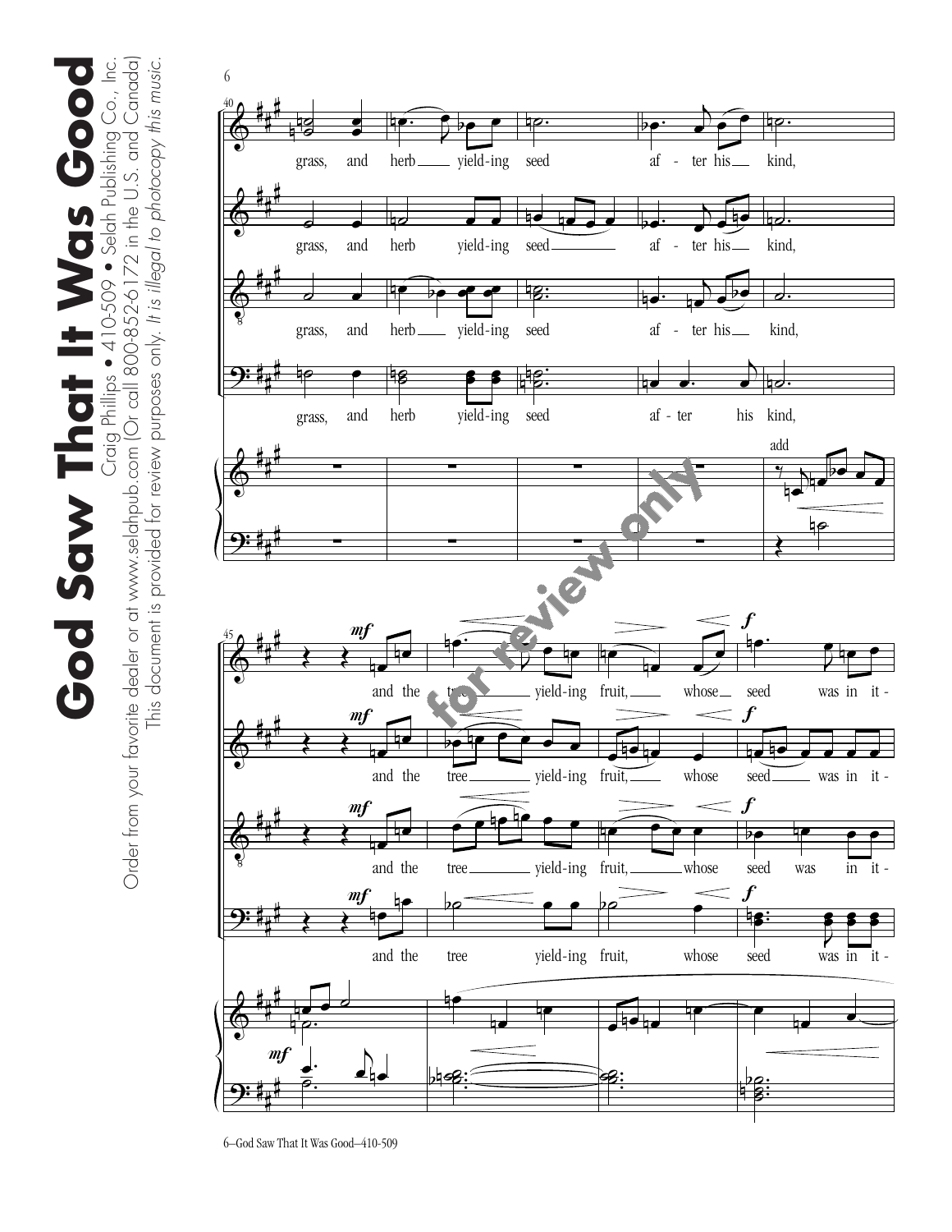grass, and herb yield-ing seed af - ter his kind,

grass, and herb yield-ing seed af - ter his kind,

grass, and herb yield-ing seed af - ter his kind,

grass, and herb yield-ing seed af - ter his kind,

add

*mf*

and the tree yield-ing fruit, whose seed was in it -

and the tree yield-ing fruit, whose seed was in it -

and the tree yield-ing fruit, whose seed was in it -

and the tree yield-ing fruit, whose seed was in it -

*f*

*mf*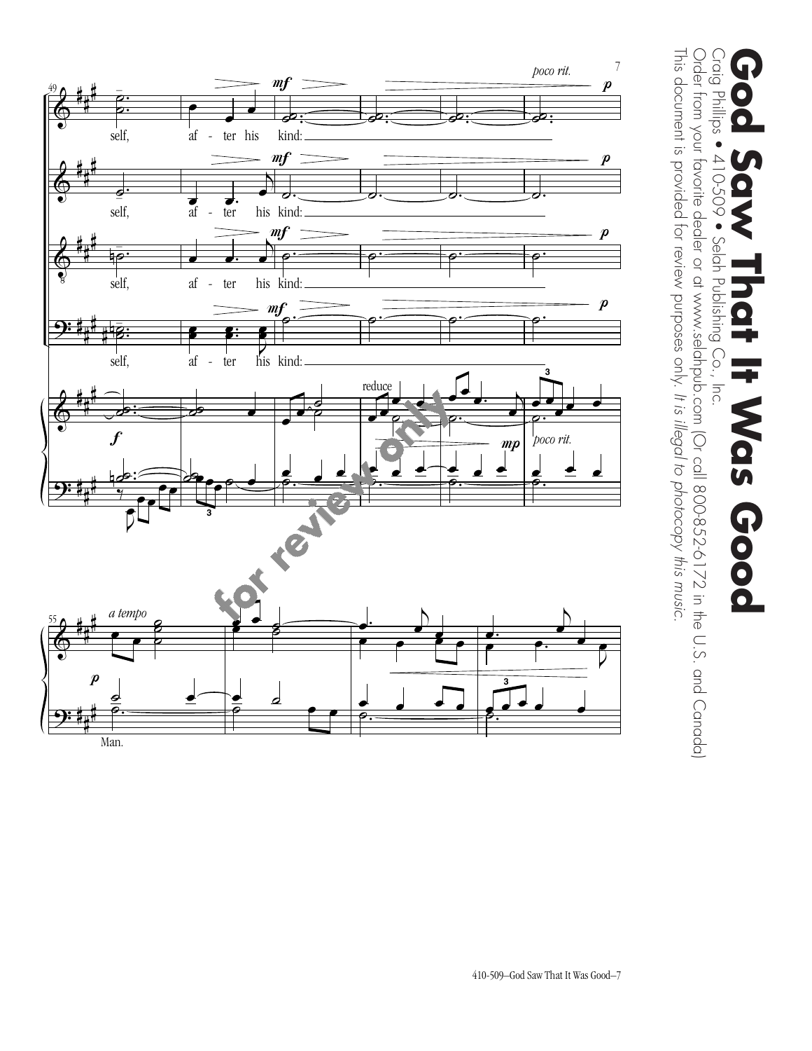# God Saw That It Was Good

Craig Phillips • 410-509 • Selah Publishing Co., Inc.

Order from your favorite dealer or at www.selahpub.com (Or call 800-852-6172 in the U.S. and Canada)

This document is provided for review purposes only. *It is illegal to photocopy this music.*

49 self, af - ter his kind:

*mf* *poco rit.* *p*

*f* reduce *mp* *poco rit.*

55 *a tempo* *p* Man.

for review only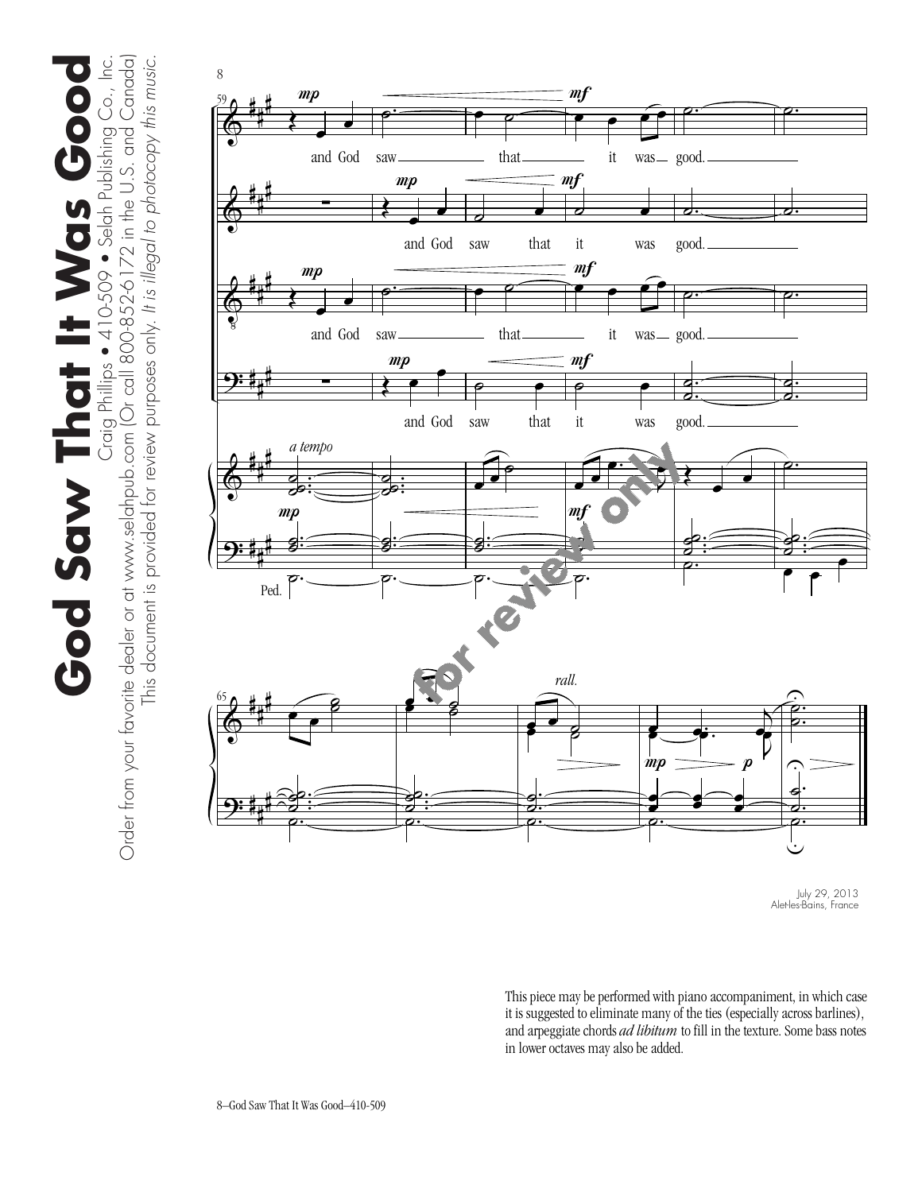and God saw that it was good.

and God saw that it was good.

and God saw that it was good.

and God saw that it was good.

*a tempo*

Ped.

*rall.*

July 29, 2013
Aix-les-Bains, France

This piece may be performed with piano accompaniment, in which case it is suggested to eliminate many of the ties (especially across barlines), and arpeggiate chords *ad libitum* to fill in the texture. Some bass notes in lower octaves may also be added.